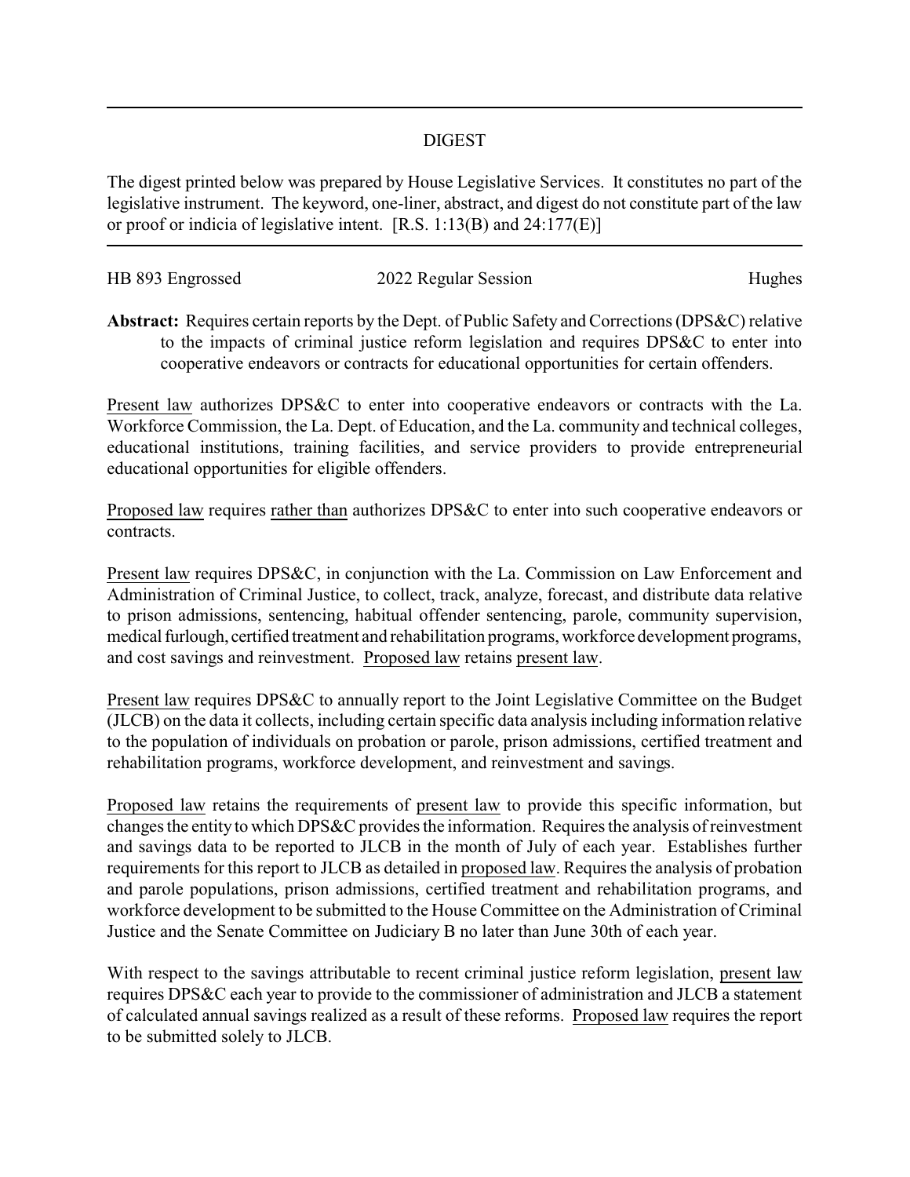## DIGEST

The digest printed below was prepared by House Legislative Services. It constitutes no part of the legislative instrument. The keyword, one-liner, abstract, and digest do not constitute part of the law or proof or indicia of legislative intent. [R.S. 1:13(B) and 24:177(E)]

---

HB 893 Engrossed 2022 Regular Session Hughes

**Abstract:** Requires certain reports by the Dept. of Public Safety and Corrections (DPS&C) relative to the impacts of criminal justice reform legislation and requires DPS&C to enter into cooperative endeavors or contracts for educational opportunities for certain offenders.

Present law authorizes DPS&C to enter into cooperative endeavors or contracts with the La. Workforce Commission, the La. Dept. of Education, and the La. community and technical colleges, educational institutions, training facilities, and service providers to provide entrepreneurial educational opportunities for eligible offenders.

Proposed law requires rather than authorizes DPS&C to enter into such cooperative endeavors or contracts.

Present law requires DPS&C, in conjunction with the La. Commission on Law Enforcement and Administration of Criminal Justice, to collect, track, analyze, forecast, and distribute data relative to prison admissions, sentencing, habitual offender sentencing, parole, community supervision, medical furlough, certified treatment and rehabilitation programs, workforce development programs, and cost savings and reinvestment. Proposed law retains present law.

Present law requires DPS&C to annually report to the Joint Legislative Committee on the Budget (JLCB) on the data it collects, including certain specific data analysis including information relative to the population of individuals on probation or parole, prison admissions, certified treatment and rehabilitation programs, workforce development, and reinvestment and savings.

Proposed law retains the requirements of present law to provide this specific information, but changes the entity to which DPS&C provides the information. Requires the analysis of reinvestment and savings data to be reported to JLCB in the month of July of each year. Establishes further requirements for this report to JLCB as detailed in proposed law. Requires the analysis of probation and parole populations, prison admissions, certified treatment and rehabilitation programs, and workforce development to be submitted to the House Committee on the Administration of Criminal Justice and the Senate Committee on Judiciary B no later than June 30th of each year.

With respect to the savings attributable to recent criminal justice reform legislation, present law requires DPS&C each year to provide to the commissioner of administration and JLCB a statement of calculated annual savings realized as a result of these reforms. Proposed law requires the report to be submitted solely to JLCB.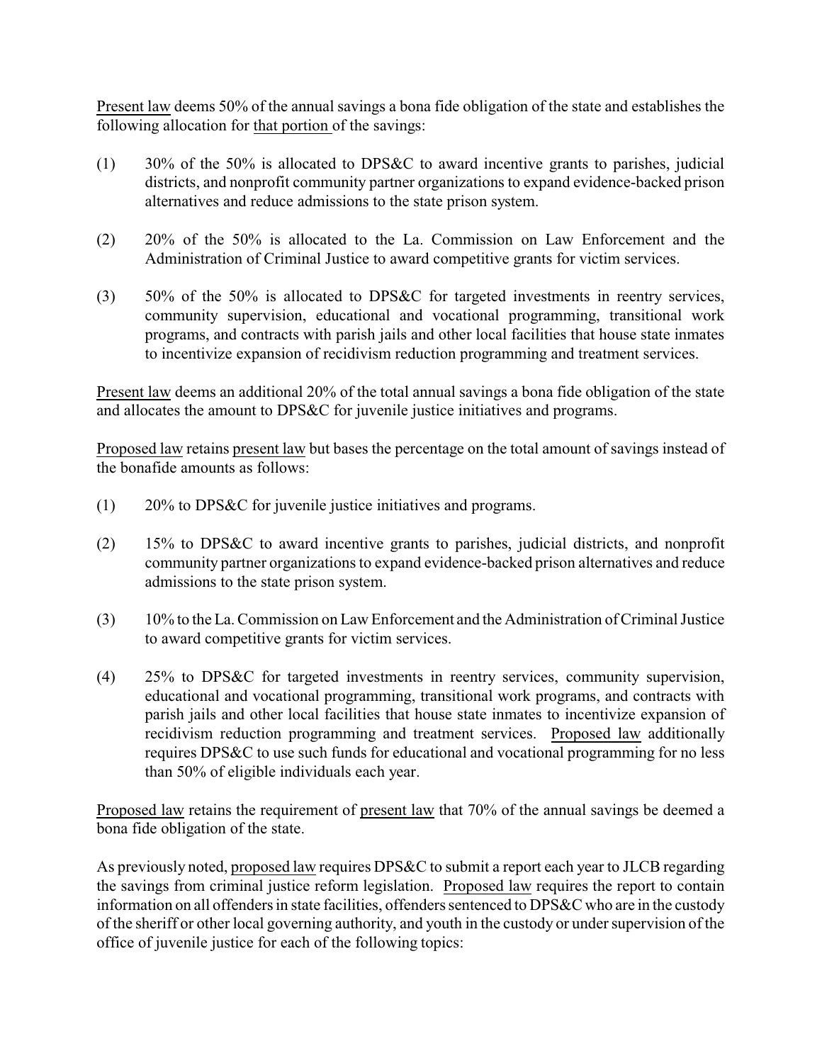Present law deems 50% of the annual savings a bona fide obligation of the state and establishes the following allocation for that portion of the savings:

(1) 30% of the 50% is allocated to DPS&C to award incentive grants to parishes, judicial districts, and nonprofit community partner organizations to expand evidence-backed prison alternatives and reduce admissions to the state prison system.

(2) 20% of the 50% is allocated to the La. Commission on Law Enforcement and the Administration of Criminal Justice to award competitive grants for victim services.

(3) 50% of the 50% is allocated to DPS&C for targeted investments in reentry services, community supervision, educational and vocational programming, transitional work programs, and contracts with parish jails and other local facilities that house state inmates to incentivize expansion of recidivism reduction programming and treatment services.

Present law deems an additional 20% of the total annual savings a bona fide obligation of the state and allocates the amount to DPS&C for juvenile justice initiatives and programs.

Proposed law retains present law but bases the percentage on the total amount of savings instead of the bonafide amounts as follows:

(1) 20% to DPS&C for juvenile justice initiatives and programs.

(2) 15% to DPS&C to award incentive grants to parishes, judicial districts, and nonprofit community partner organizations to expand evidence-backed prison alternatives and reduce admissions to the state prison system.

(3) 10% to the La. Commission on Law Enforcement and the Administration of Criminal Justice to award competitive grants for victim services.

(4) 25% to DPS&C for targeted investments in reentry services, community supervision, educational and vocational programming, transitional work programs, and contracts with parish jails and other local facilities that house state inmates to incentivize expansion of recidivism reduction programming and treatment services. Proposed law additionally requires DPS&C to use such funds for educational and vocational programming for no less than 50% of eligible individuals each year.

Proposed law retains the requirement of present law that 70% of the annual savings be deemed a bona fide obligation of the state.

As previously noted, proposed law requires DPS&C to submit a report each year to JLCB regarding the savings from criminal justice reform legislation. Proposed law requires the report to contain information on all offenders in state facilities, offenders sentenced to DPS&C who are in the custody of the sheriff or other local governing authority, and youth in the custody or under supervision of the office of juvenile justice for each of the following topics: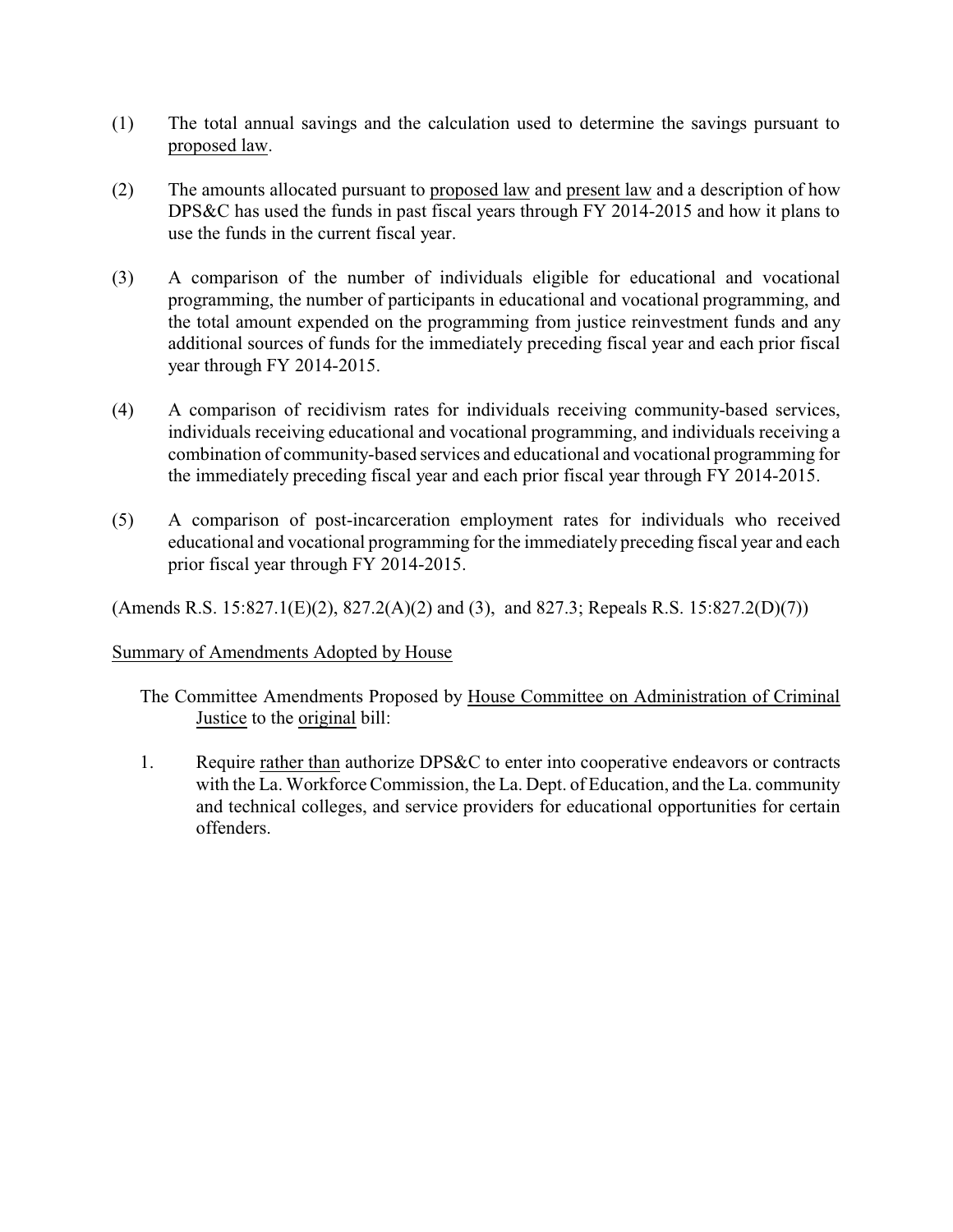(1) The total annual savings and the calculation used to determine the savings pursuant to proposed law.

(2) The amounts allocated pursuant to proposed law and present law and a description of how DPS&C has used the funds in past fiscal years through FY 2014-2015 and how it plans to use the funds in the current fiscal year.

(3) A comparison of the number of individuals eligible for educational and vocational programming, the number of participants in educational and vocational programming, and the total amount expended on the programming from justice reinvestment funds and any additional sources of funds for the immediately preceding fiscal year and each prior fiscal year through FY 2014-2015.

(4) A comparison of recidivism rates for individuals receiving community-based services, individuals receiving educational and vocational programming, and individuals receiving a combination of community-based services and educational and vocational programming for the immediately preceding fiscal year and each prior fiscal year through FY 2014-2015.

(5) A comparison of post-incarceration employment rates for individuals who received educational and vocational programming for the immediately preceding fiscal year and each prior fiscal year through FY 2014-2015.

(Amends R.S. 15:827.1(E)(2), 827.2(A)(2) and (3), and 827.3; Repeals R.S. 15:827.2(D)(7))

Summary of Amendments Adopted by House

The Committee Amendments Proposed by House Committee on Administration of Criminal Justice to the original bill:

1. Require rather than authorize DPS&C to enter into cooperative endeavors or contracts with the La. Workforce Commission, the La. Dept. of Education, and the La. community and technical colleges, and service providers for educational opportunities for certain offenders.